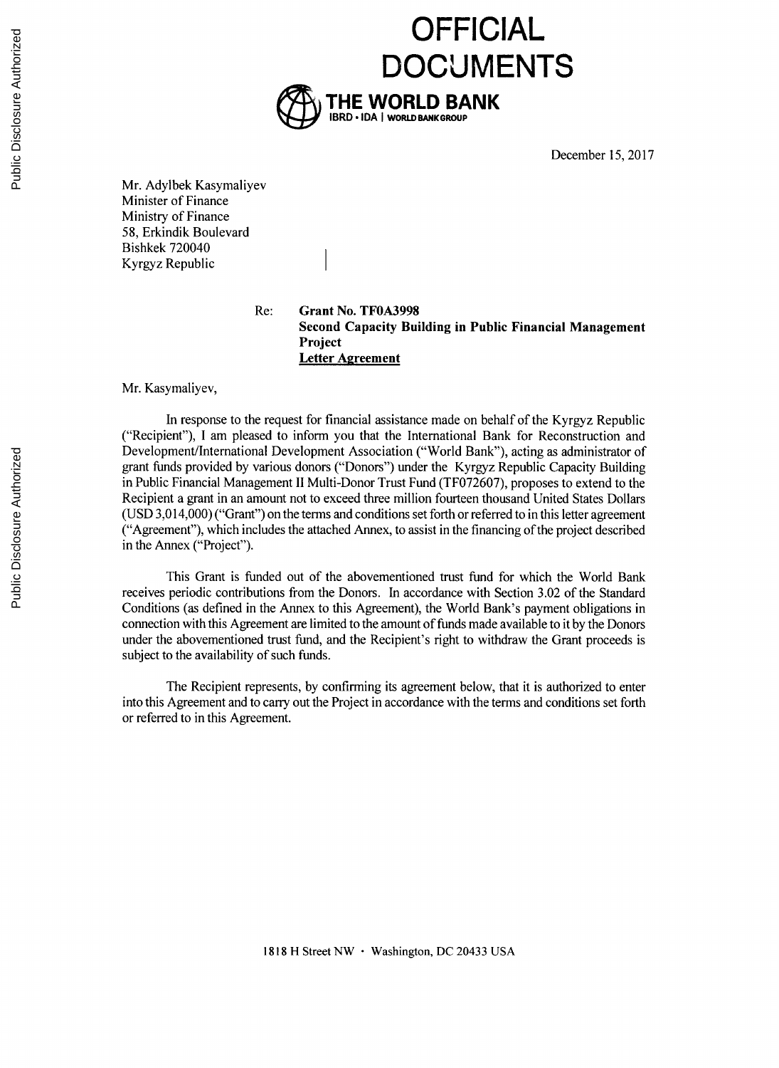# OFFICIAL DOCUMENTS

**THE WORLD BANK**
IBRD • IDA | WORLD BANK GROUP

December 15, 2017

Mr. Adylbek Kasymaliyev
Minister of Finance
Ministry of Finance
58, Erkindik Boulevard
Bishkek 720040
Kyrgyz Republic

Re: **Grant No. TF0A3998**
**Second Capacity Building in Public Financial Management Project**
**Letter Agreement**

Mr. Kasymaliyev,

In response to the request for financial assistance made on behalf of the Kyrgyz Republic ("Recipient"), I am pleased to inform you that the International Bank for Reconstruction and Development/International Development Association ("World Bank"), acting as administrator of grant funds provided by various donors ("Donors") under the Kyrgyz Republic Capacity Building in Public Financial Management II Multi-Donor Trust Fund (TF072607), proposes to extend to the Recipient a grant in an amount not to exceed three million fourteen thousand United States Dollars (USD 3,014,000) ("Grant") on the terms and conditions set forth or referred to in this letter agreement ("Agreement"), which includes the attached Annex, to assist in the financing of the project described in the Annex ("Project").

This Grant is funded out of the abovementioned trust fund for which the World Bank receives periodic contributions from the Donors. In accordance with Section 3.02 of the Standard Conditions (as defined in the Annex to this Agreement), the World Bank's payment obligations in connection with this Agreement are limited to the amount of funds made available to it by the Donors under the abovementioned trust fund, and the Recipient's right to withdraw the Grant proceeds is subject to the availability of such funds.

The Recipient represents, by confirming its agreement below, that it is authorized to enter into this Agreement and to carry out the Project in accordance with the terms and conditions set forth or referred to in this Agreement.

1818 H Street NW • Washington, DC 20433 USA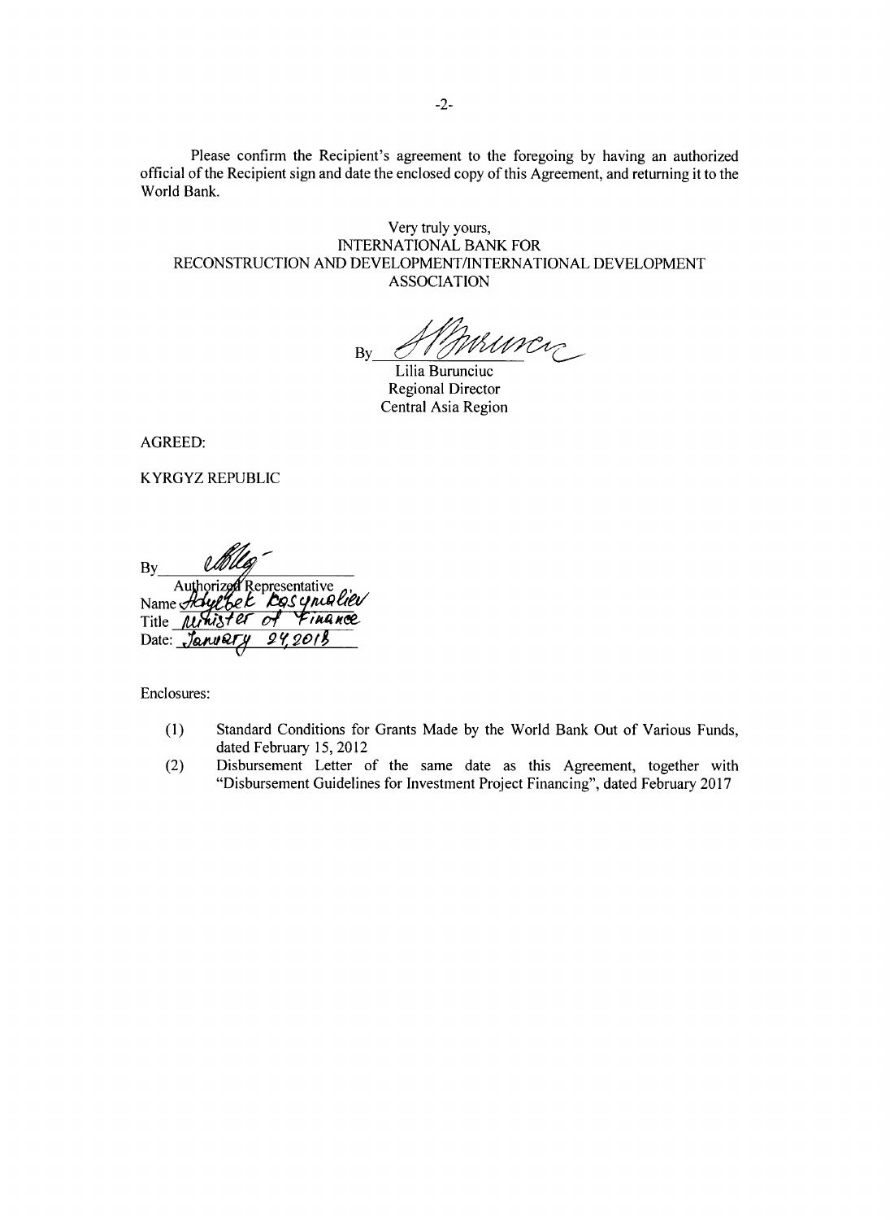Please confirm the Recipient's agreement to the foregoing by having an authorized official of the Recipient sign and date the enclosed copy of this Agreement, and returning it to the World Bank.

Very truly yours,
INTERNATIONAL BANK FOR RECONSTRUCTION AND DEVELOPMENT/INTERNATIONAL DEVELOPMENT ASSOCIATION

By ___________________
Lilia Burunciuc
Regional Director
Central Asia Region

AGREED:

KYRGYZ REPUBLIC

By ___________________
Authorized Representative
Name Adylbek Kasymaliev
Title Minister of Finance
Date: January 24, 2018

Enclosures:

(1) Standard Conditions for Grants Made by the World Bank Out of Various Funds, dated February 15, 2012

(2) Disbursement Letter of the same date as this Agreement, together with "Disbursement Guidelines for Investment Project Financing", dated February 2017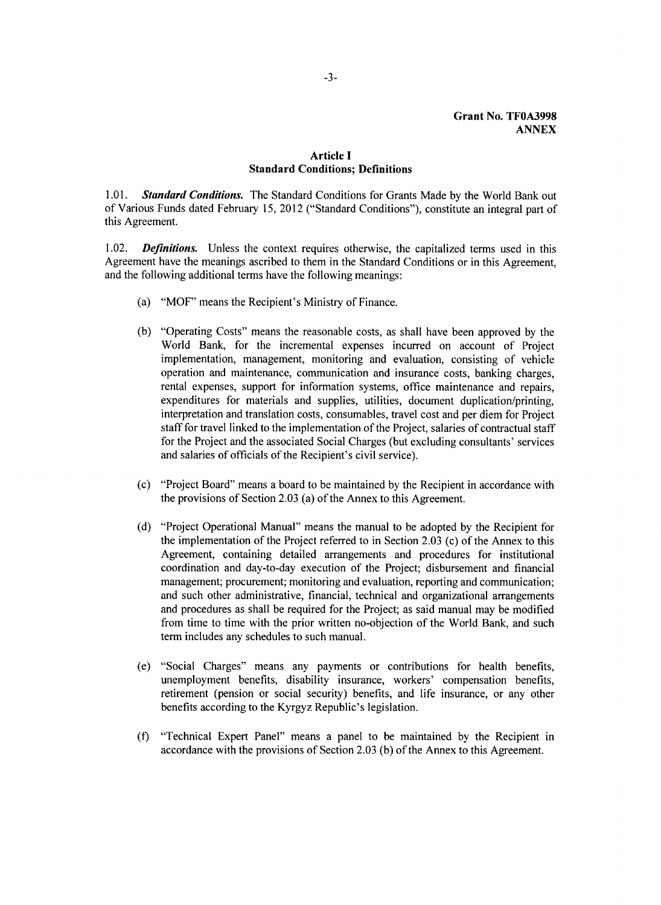**Grant No. TF0A3998**
**ANNEX**

## Article I
## Standard Conditions; Definitions

1.01. ***Standard Conditions.*** The Standard Conditions for Grants Made by the World Bank out of Various Funds dated February 15, 2012 ("Standard Conditions"), constitute an integral part of this Agreement.

1.02. ***Definitions.*** Unless the context requires otherwise, the capitalized terms used in this Agreement have the meanings ascribed to them in the Standard Conditions or in this Agreement, and the following additional terms have the following meanings:

(a) "MOF" means the Recipient's Ministry of Finance.

(b) "Operating Costs" means the reasonable costs, as shall have been approved by the World Bank, for the incremental expenses incurred on account of Project implementation, management, monitoring and evaluation, consisting of vehicle operation and maintenance, communication and insurance costs, banking charges, rental expenses, support for information systems, office maintenance and repairs, expenditures for materials and supplies, utilities, document duplication/printing, interpretation and translation costs, consumables, travel cost and per diem for Project staff for travel linked to the implementation of the Project, salaries of contractual staff for the Project and the associated Social Charges (but excluding consultants' services and salaries of officials of the Recipient's civil service).

(c) "Project Board" means a board to be maintained by the Recipient in accordance with the provisions of Section 2.03 (a) of the Annex to this Agreement.

(d) "Project Operational Manual" means the manual to be adopted by the Recipient for the implementation of the Project referred to in Section 2.03 (c) of the Annex to this Agreement, containing detailed arrangements and procedures for institutional coordination and day-to-day execution of the Project; disbursement and financial management; procurement; monitoring and evaluation, reporting and communication; and such other administrative, financial, technical and organizational arrangements and procedures as shall be required for the Project; as said manual may be modified from time to time with the prior written no-objection of the World Bank, and such term includes any schedules to such manual.

(e) "Social Charges" means any payments or contributions for health benefits, unemployment benefits, disability insurance, workers' compensation benefits, retirement (pension or social security) benefits, and life insurance, or any other benefits according to the Kyrgyz Republic's legislation.

(f) "Technical Expert Panel" means a panel to be maintained by the Recipient in accordance with the provisions of Section 2.03 (b) of the Annex to this Agreement.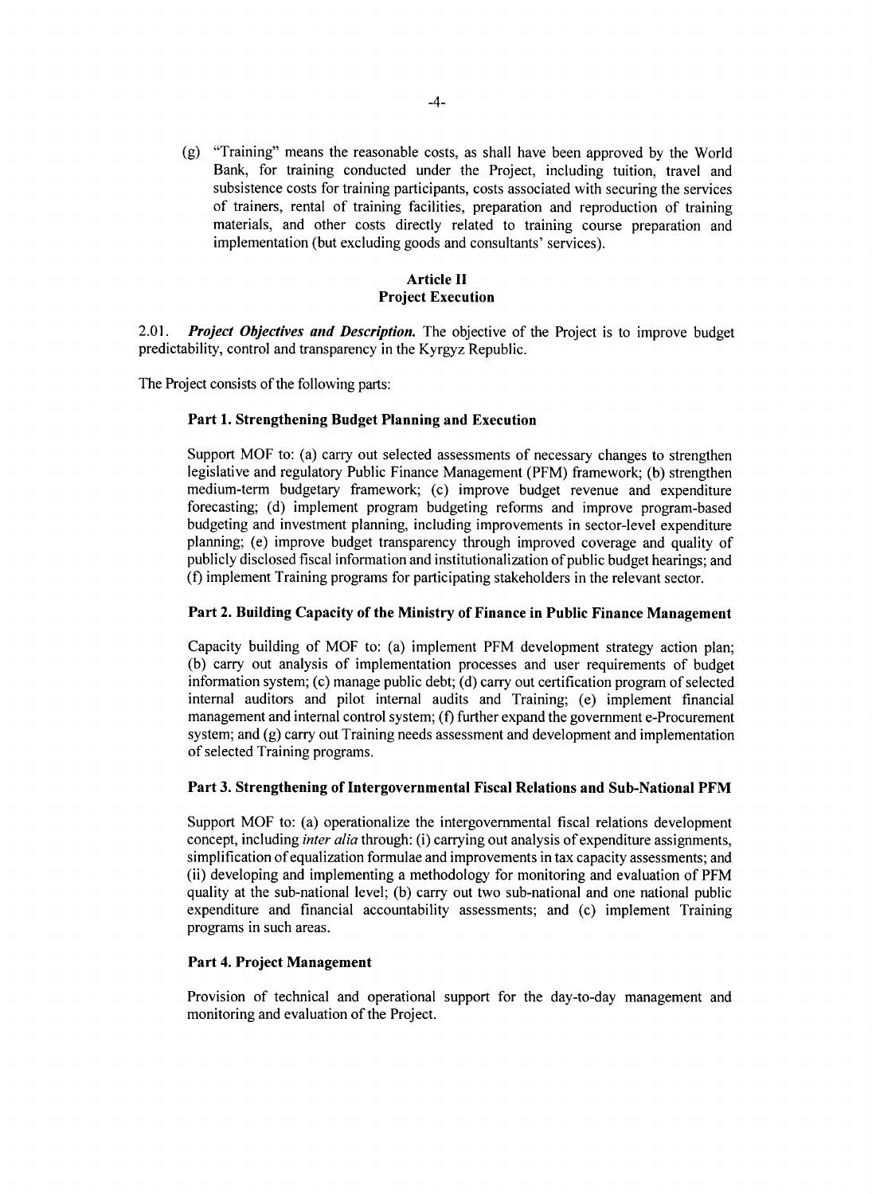(g) "Training" means the reasonable costs, as shall have been approved by the World Bank, for training conducted under the Project, including tuition, travel and subsistence costs for training participants, costs associated with securing the services of trainers, rental of training facilities, preparation and reproduction of training materials, and other costs directly related to training course preparation and implementation (but excluding goods and consultants' services).

## Article II
## Project Execution

2.01. ***Project Objectives and Description.*** The objective of the Project is to improve budget predictability, control and transparency in the Kyrgyz Republic.

The Project consists of the following parts:

**Part 1. Strengthening Budget Planning and Execution**

Support MOF to: (a) carry out selected assessments of necessary changes to strengthen legislative and regulatory Public Finance Management (PFM) framework; (b) strengthen medium-term budgetary framework; (c) improve budget revenue and expenditure forecasting; (d) implement program budgeting reforms and improve program-based budgeting and investment planning, including improvements in sector-level expenditure planning; (e) improve budget transparency through improved coverage and quality of publicly disclosed fiscal information and institutionalization of public budget hearings; and (f) implement Training programs for participating stakeholders in the relevant sector.

**Part 2. Building Capacity of the Ministry of Finance in Public Finance Management**

Capacity building of MOF to: (a) implement PFM development strategy action plan; (b) carry out analysis of implementation processes and user requirements of budget information system; (c) manage public debt; (d) carry out certification program of selected internal auditors and pilot internal audits and Training; (e) implement financial management and internal control system; (f) further expand the government e-Procurement system; and (g) carry out Training needs assessment and development and implementation of selected Training programs.

**Part 3. Strengthening of Intergovernmental Fiscal Relations and Sub-National PFM**

Support MOF to: (a) operationalize the intergovernmental fiscal relations development concept, including *inter alia* through: (i) carrying out analysis of expenditure assignments, simplification of equalization formulae and improvements in tax capacity assessments; and (ii) developing and implementing a methodology for monitoring and evaluation of PFM quality at the sub-national level; (b) carry out two sub-national and one national public expenditure and financial accountability assessments; and (c) implement Training programs in such areas.

**Part 4. Project Management**

Provision of technical and operational support for the day-to-day management and monitoring and evaluation of the Project.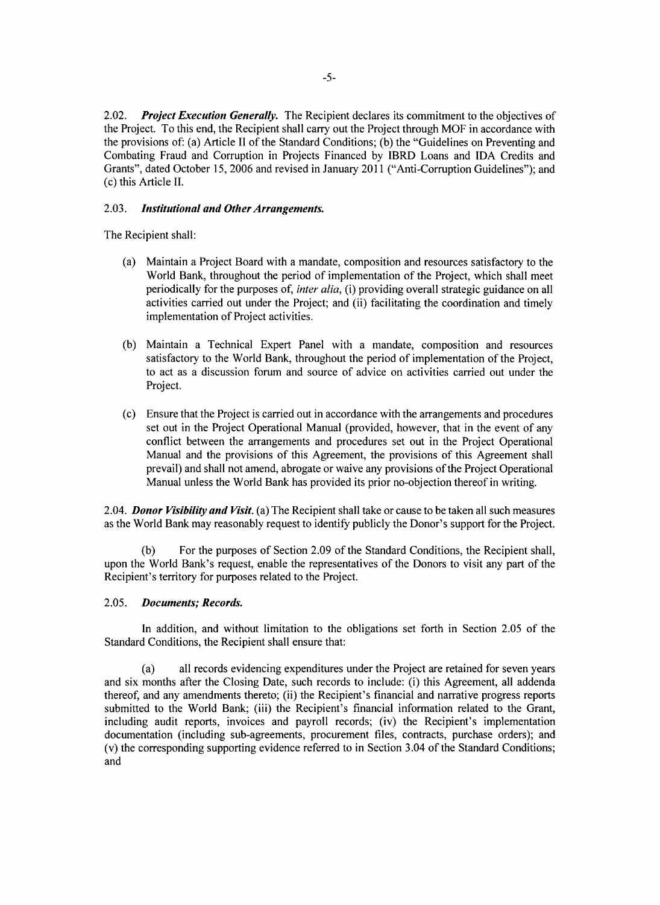2.02. ***Project Execution Generally.*** The Recipient declares its commitment to the objectives of the Project. To this end, the Recipient shall carry out the Project through MOF in accordance with the provisions of: (a) Article II of the Standard Conditions; (b) the "Guidelines on Preventing and Combating Fraud and Corruption in Projects Financed by IBRD Loans and IDA Credits and Grants", dated October 15, 2006 and revised in January 2011 ("Anti-Corruption Guidelines"); and (c) this Article II.

2.03. ***Institutional and Other Arrangements.***

The Recipient shall:

(a) Maintain a Project Board with a mandate, composition and resources satisfactory to the World Bank, throughout the period of implementation of the Project, which shall meet periodically for the purposes of, *inter alia*, (i) providing overall strategic guidance on all activities carried out under the Project; and (ii) facilitating the coordination and timely implementation of Project activities.

(b) Maintain a Technical Expert Panel with a mandate, composition and resources satisfactory to the World Bank, throughout the period of implementation of the Project, to act as a discussion forum and source of advice on activities carried out under the Project.

(c) Ensure that the Project is carried out in accordance with the arrangements and procedures set out in the Project Operational Manual (provided, however, that in the event of any conflict between the arrangements and procedures set out in the Project Operational Manual and the provisions of this Agreement, the provisions of this Agreement shall prevail) and shall not amend, abrogate or waive any provisions of the Project Operational Manual unless the World Bank has provided its prior no-objection thereof in writing.

2.04. ***Donor Visibility and Visit.*** (a) The Recipient shall take or cause to be taken all such measures as the World Bank may reasonably request to identify publicly the Donor's support for the Project.

(b) For the purposes of Section 2.09 of the Standard Conditions, the Recipient shall, upon the World Bank's request, enable the representatives of the Donors to visit any part of the Recipient's territory for purposes related to the Project.

2.05. ***Documents; Records.***

In addition, and without limitation to the obligations set forth in Section 2.05 of the Standard Conditions, the Recipient shall ensure that:

(a) all records evidencing expenditures under the Project are retained for seven years and six months after the Closing Date, such records to include: (i) this Agreement, all addenda thereof, and any amendments thereto; (ii) the Recipient's financial and narrative progress reports submitted to the World Bank; (iii) the Recipient's financial information related to the Grant, including audit reports, invoices and payroll records; (iv) the Recipient's implementation documentation (including sub-agreements, procurement files, contracts, purchase orders); and (v) the corresponding supporting evidence referred to in Section 3.04 of the Standard Conditions; and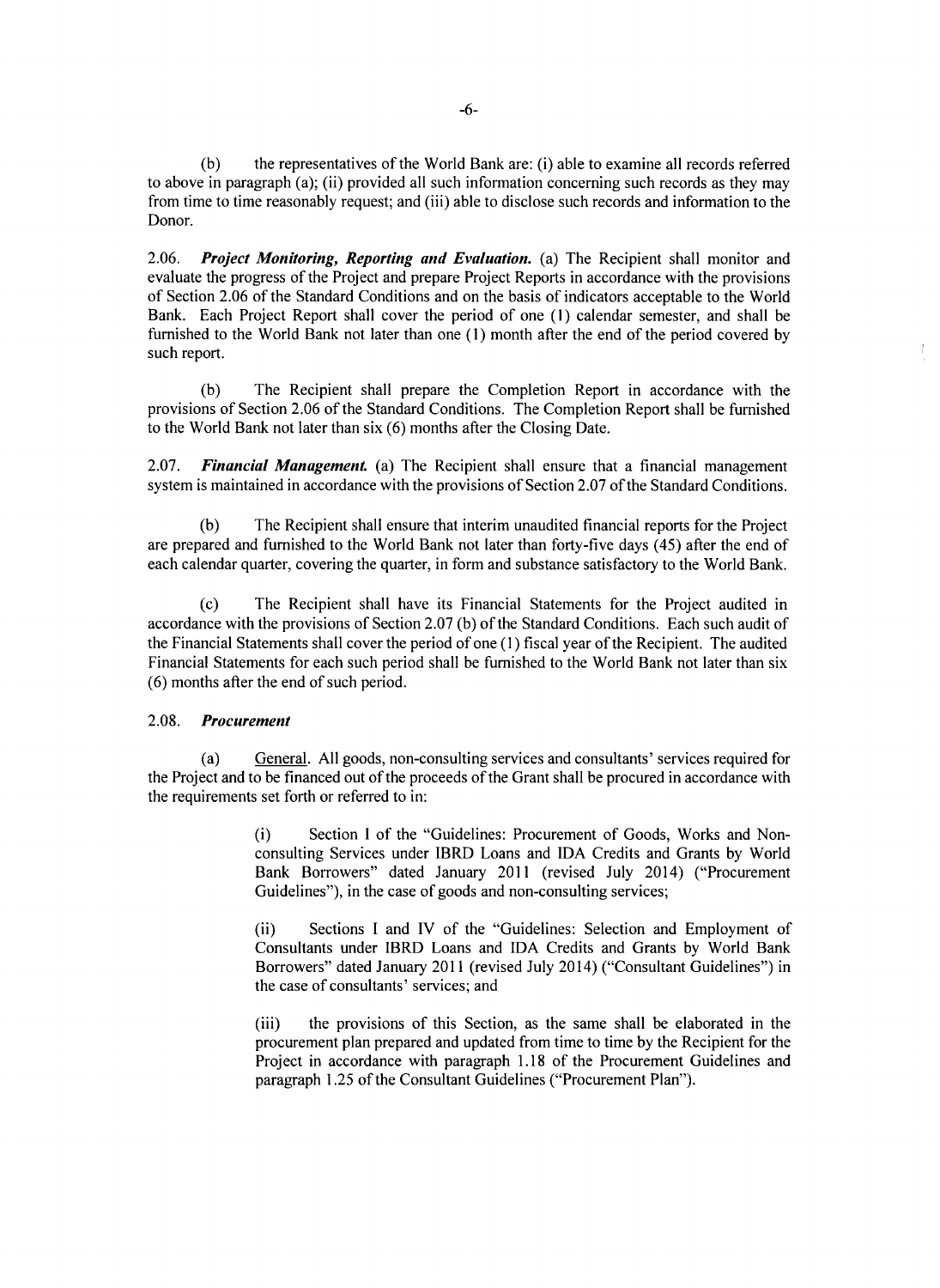(b) the representatives of the World Bank are: (i) able to examine all records referred to above in paragraph (a); (ii) provided all such information concerning such records as they may from time to time reasonably request; and (iii) able to disclose such records and information to the Donor.

2.06. ***Project Monitoring, Reporting and Evaluation.*** (a) The Recipient shall monitor and evaluate the progress of the Project and prepare Project Reports in accordance with the provisions of Section 2.06 of the Standard Conditions and on the basis of indicators acceptable to the World Bank. Each Project Report shall cover the period of one (1) calendar semester, and shall be furnished to the World Bank not later than one (1) month after the end of the period covered by such report.

(b) The Recipient shall prepare the Completion Report in accordance with the provisions of Section 2.06 of the Standard Conditions. The Completion Report shall be furnished to the World Bank not later than six (6) months after the Closing Date.

2.07. ***Financial Management.*** (a) The Recipient shall ensure that a financial management system is maintained in accordance with the provisions of Section 2.07 of the Standard Conditions.

(b) The Recipient shall ensure that interim unaudited financial reports for the Project are prepared and furnished to the World Bank not later than forty-five days (45) after the end of each calendar quarter, covering the quarter, in form and substance satisfactory to the World Bank.

(c) The Recipient shall have its Financial Statements for the Project audited in accordance with the provisions of Section 2.07 (b) of the Standard Conditions. Each such audit of the Financial Statements shall cover the period of one (1) fiscal year of the Recipient. The audited Financial Statements for each such period shall be furnished to the World Bank not later than six (6) months after the end of such period.

2.08. ***Procurement***

(a) General. All goods, non-consulting services and consultants' services required for the Project and to be financed out of the proceeds of the Grant shall be procured in accordance with the requirements set forth or referred to in:

(i) Section I of the "Guidelines: Procurement of Goods, Works and Non-consulting Services under IBRD Loans and IDA Credits and Grants by World Bank Borrowers" dated January 2011 (revised July 2014) ("Procurement Guidelines"), in the case of goods and non-consulting services;

(ii) Sections I and IV of the "Guidelines: Selection and Employment of Consultants under IBRD Loans and IDA Credits and Grants by World Bank Borrowers" dated January 2011 (revised July 2014) ("Consultant Guidelines") in the case of consultants' services; and

(iii) the provisions of this Section, as the same shall be elaborated in the procurement plan prepared and updated from time to time by the Recipient for the Project in accordance with paragraph 1.18 of the Procurement Guidelines and paragraph 1.25 of the Consultant Guidelines ("Procurement Plan").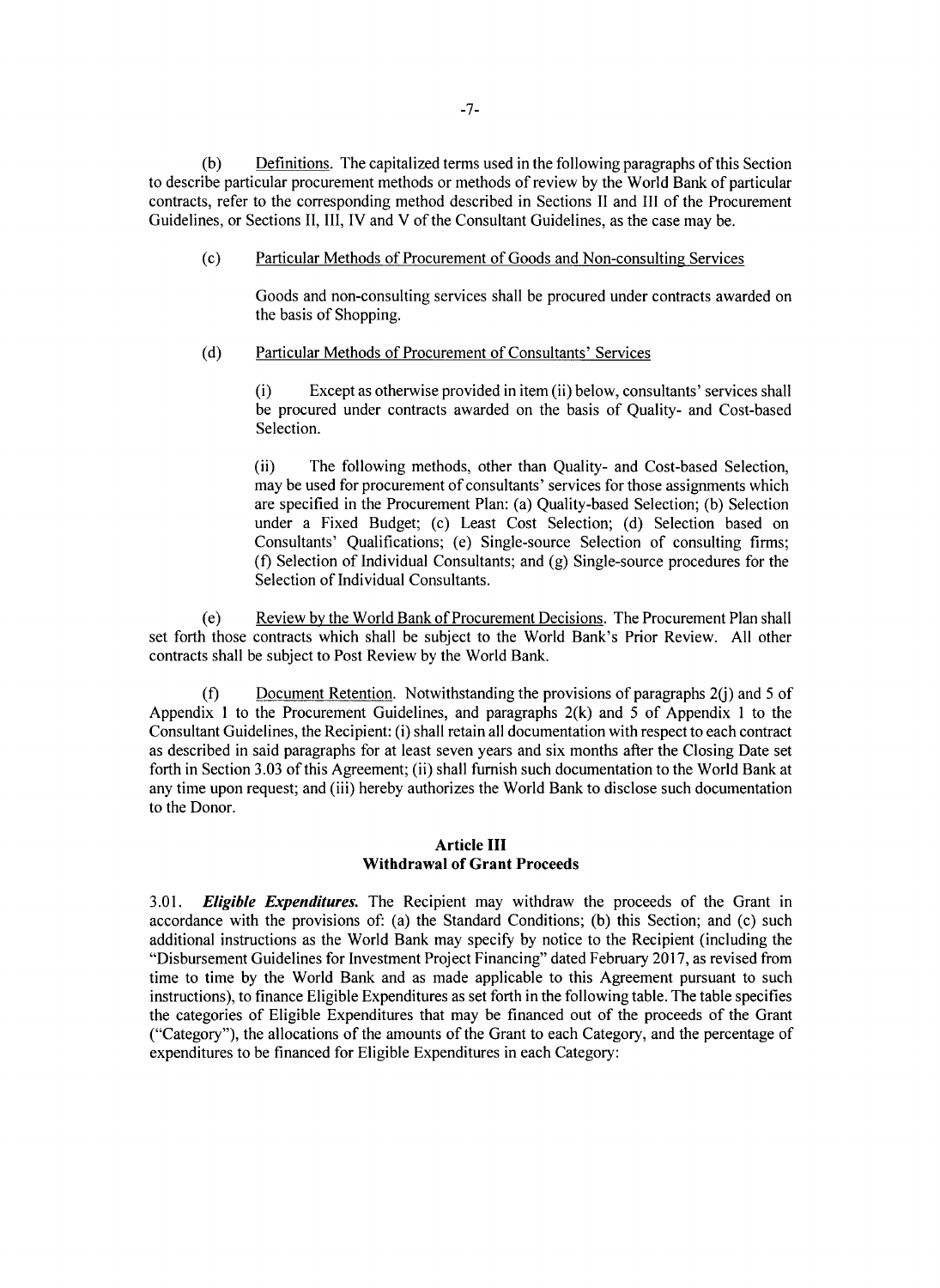(b) Definitions. The capitalized terms used in the following paragraphs of this Section to describe particular procurement methods or methods of review by the World Bank of particular contracts, refer to the corresponding method described in Sections II and III of the Procurement Guidelines, or Sections II, III, IV and V of the Consultant Guidelines, as the case may be.

(c) Particular Methods of Procurement of Goods and Non-consulting Services

Goods and non-consulting services shall be procured under contracts awarded on the basis of Shopping.

(d) Particular Methods of Procurement of Consultants' Services

(i) Except as otherwise provided in item (ii) below, consultants' services shall be procured under contracts awarded on the basis of Quality- and Cost-based Selection.

(ii) The following methods, other than Quality- and Cost-based Selection, may be used for procurement of consultants' services for those assignments which are specified in the Procurement Plan: (a) Quality-based Selection; (b) Selection under a Fixed Budget; (c) Least Cost Selection; (d) Selection based on Consultants' Qualifications; (e) Single-source Selection of consulting firms; (f) Selection of Individual Consultants; and (g) Single-source procedures for the Selection of Individual Consultants.

(e) Review by the World Bank of Procurement Decisions. The Procurement Plan shall set forth those contracts which shall be subject to the World Bank's Prior Review. All other contracts shall be subject to Post Review by the World Bank.

(f) Document Retention. Notwithstanding the provisions of paragraphs 2(j) and 5 of Appendix 1 to the Procurement Guidelines, and paragraphs 2(k) and 5 of Appendix 1 to the Consultant Guidelines, the Recipient: (i) shall retain all documentation with respect to each contract as described in said paragraphs for at least seven years and six months after the Closing Date set forth in Section 3.03 of this Agreement; (ii) shall furnish such documentation to the World Bank at any time upon request; and (iii) hereby authorizes the World Bank to disclose such documentation to the Donor.

## Article III
## Withdrawal of Grant Proceeds

3.01. ***Eligible Expenditures.*** The Recipient may withdraw the proceeds of the Grant in accordance with the provisions of: (a) the Standard Conditions; (b) this Section; and (c) such additional instructions as the World Bank may specify by notice to the Recipient (including the "Disbursement Guidelines for Investment Project Financing" dated February 2017, as revised from time to time by the World Bank and as made applicable to this Agreement pursuant to such instructions), to finance Eligible Expenditures as set forth in the following table. The table specifies the categories of Eligible Expenditures that may be financed out of the proceeds of the Grant ("Category"), the allocations of the amounts of the Grant to each Category, and the percentage of expenditures to be financed for Eligible Expenditures in each Category: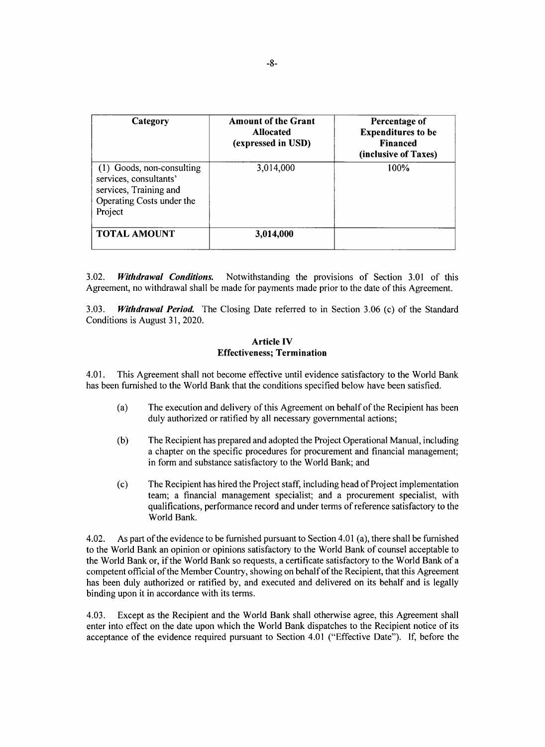| Category | Amount of the Grant Allocated (expressed in USD) | Percentage of Expenditures to be Financed (inclusive of Taxes) |
|---|---|---|
| (1) Goods, non-consulting services, consultants' services, Training and Operating Costs under the Project | 3,014,000 | 100% |
| **TOTAL AMOUNT** | **3,014,000** | |

3.02. ***Withdrawal Conditions.*** Notwithstanding the provisions of Section 3.01 of this Agreement, no withdrawal shall be made for payments made prior to the date of this Agreement.

3.03. ***Withdrawal Period.*** The Closing Date referred to in Section 3.06 (c) of the Standard Conditions is August 31, 2020.

## Article IV
## Effectiveness; Termination

4.01. This Agreement shall not become effective until evidence satisfactory to the World Bank has been furnished to the World Bank that the conditions specified below have been satisfied.

(a) The execution and delivery of this Agreement on behalf of the Recipient has been duly authorized or ratified by all necessary governmental actions;

(b) The Recipient has prepared and adopted the Project Operational Manual, including a chapter on the specific procedures for procurement and financial management; in form and substance satisfactory to the World Bank; and

(c) The Recipient has hired the Project staff, including head of Project implementation team; a financial management specialist; and a procurement specialist, with qualifications, performance record and under terms of reference satisfactory to the World Bank.

4.02. As part of the evidence to be furnished pursuant to Section 4.01 (a), there shall be furnished to the World Bank an opinion or opinions satisfactory to the World Bank of counsel acceptable to the World Bank or, if the World Bank so requests, a certificate satisfactory to the World Bank of a competent official of the Member Country, showing on behalf of the Recipient, that this Agreement has been duly authorized or ratified by, and executed and delivered on its behalf and is legally binding upon it in accordance with its terms.

4.03. Except as the Recipient and the World Bank shall otherwise agree, this Agreement shall enter into effect on the date upon which the World Bank dispatches to the Recipient notice of its acceptance of the evidence required pursuant to Section 4.01 ("Effective Date"). If, before the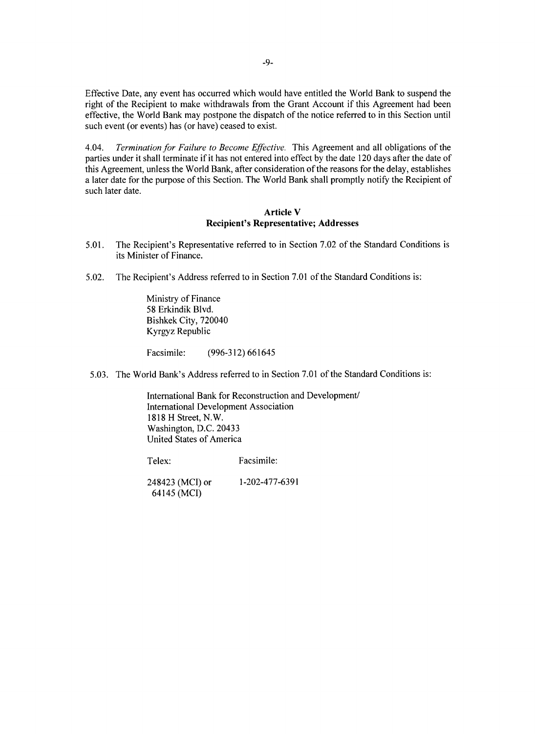Effective Date, any event has occurred which would have entitled the World Bank to suspend the right of the Recipient to make withdrawals from the Grant Account if this Agreement had been effective, the World Bank may postpone the dispatch of the notice referred to in this Section until such event (or events) has (or have) ceased to exist.

4.04. *Termination for Failure to Become Effective.* This Agreement and all obligations of the parties under it shall terminate if it has not entered into effect by the date 120 days after the date of this Agreement, unless the World Bank, after consideration of the reasons for the delay, establishes a later date for the purpose of this Section. The World Bank shall promptly notify the Recipient of such later date.

### Article V
### Recipient's Representative; Addresses

5.01. The Recipient's Representative referred to in Section 7.02 of the Standard Conditions is its Minister of Finance.

5.02. The Recipient's Address referred to in Section 7.01 of the Standard Conditions is:

Ministry of Finance
58 Erkindik Blvd.
Bishkek City, 720040
Kyrgyz Republic

Facsimile: (996-312) 661645

5.03. The World Bank's Address referred to in Section 7.01 of the Standard Conditions is:

International Bank for Reconstruction and Development/
International Development Association
1818 H Street, N.W.
Washington, D.C. 20433
United States of America

| Telex: | Facsimile: |
|---|---|
| 248423 (MCI) or 64145 (MCI) | 1-202-477-6391 |